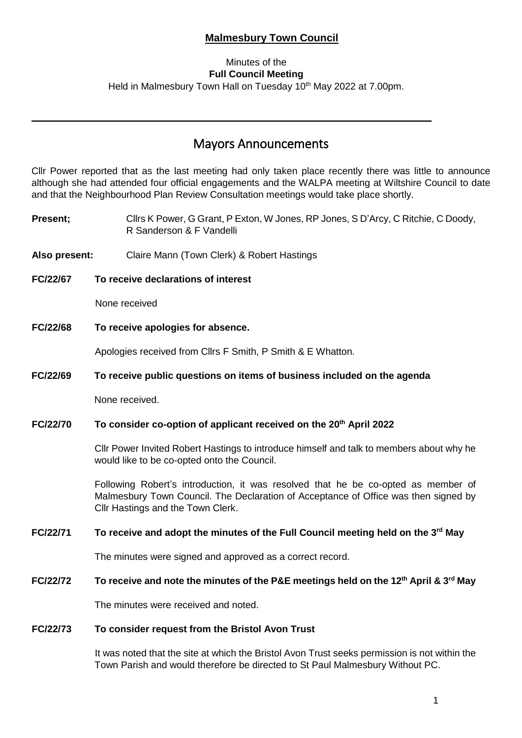**Malmesbury Town Council**

Minutes of the
**Full Council Meeting**
Held in Malmesbury Town Hall on Tuesday 10th May 2022 at 7.00pm.

---

# Mayors Announcements

Cllr Power reported that as the last meeting had only taken place recently there was little to announce although she had attended four official engagements and the WALPA meeting at Wiltshire Council to date and that the Neighbourhood Plan Review Consultation meetings would take place shortly.

**Present;** Cllrs K Power, G Grant, P Exton, W Jones, RP Jones, S D'Arcy, C Ritchie, C Doody, R Sanderson & F Vandelli

**Also present:** Claire Mann (Town Clerk) & Robert Hastings

**FC/22/67 To receive declarations of interest**

None received

**FC/22/68 To receive apologies for absence.**

Apologies received from Cllrs F Smith, P Smith & E Whatton.

**FC/22/69 To receive public questions on items of business included on the agenda**

None received.

**FC/22/70 To consider co-option of applicant received on the 20th April 2022**

Cllr Power Invited Robert Hastings to introduce himself and talk to members about why he would like to be co-opted onto the Council.

Following Robert's introduction, it was resolved that he be co-opted as member of Malmesbury Town Council. The Declaration of Acceptance of Office was then signed by Cllr Hastings and the Town Clerk.

**FC/22/71 To receive and adopt the minutes of the Full Council meeting held on the 3rd May**

The minutes were signed and approved as a correct record.

**FC/22/72 To receive and note the minutes of the P&E meetings held on the 12th April & 3rd May**

The minutes were received and noted.

**FC/22/73 To consider request from the Bristol Avon Trust**

It was noted that the site at which the Bristol Avon Trust seeks permission is not within the Town Parish and would therefore be directed to St Paul Malmesbury Without PC.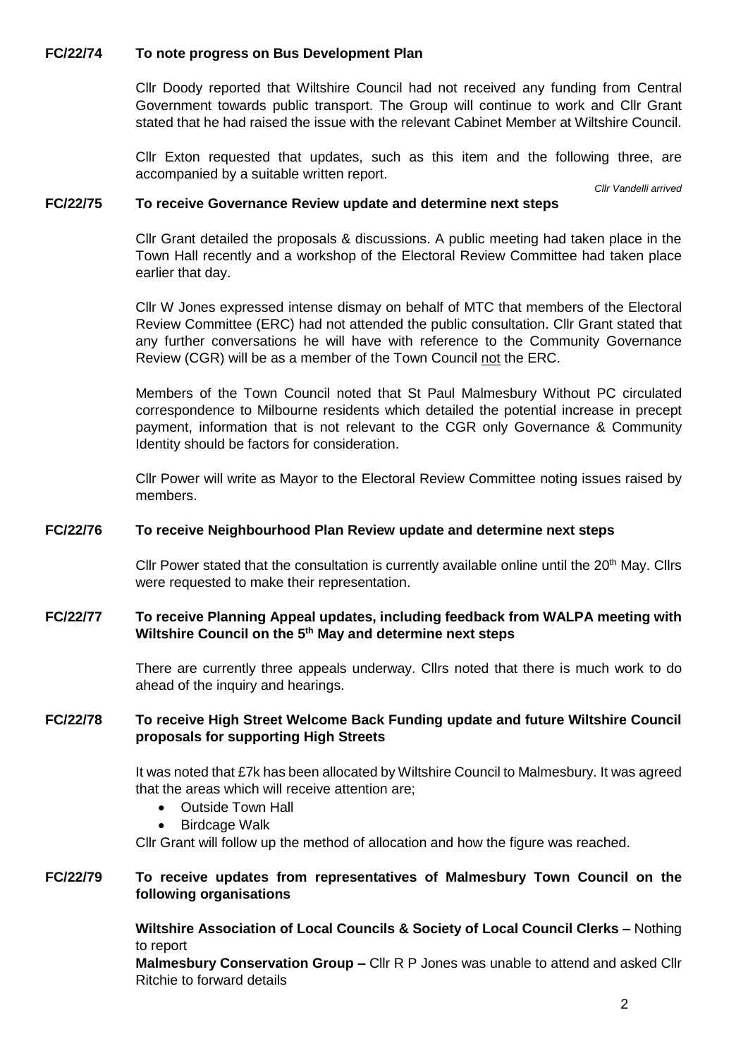**FC/22/74 To note progress on Bus Development Plan**

Cllr Doody reported that Wiltshire Council had not received any funding from Central Government towards public transport. The Group will continue to work and Cllr Grant stated that he had raised the issue with the relevant Cabinet Member at Wiltshire Council.

Cllr Exton requested that updates, such as this item and the following three, are accompanied by a suitable written report.

*Cllr Vandelli arrived*

**FC/22/75 To receive Governance Review update and determine next steps**

Cllr Grant detailed the proposals & discussions. A public meeting had taken place in the Town Hall recently and a workshop of the Electoral Review Committee had taken place earlier that day.

Cllr W Jones expressed intense dismay on behalf of MTC that members of the Electoral Review Committee (ERC) had not attended the public consultation. Cllr Grant stated that any further conversations he will have with reference to the Community Governance Review (CGR) will be as a member of the Town Council <u>not</u> the ERC.

Members of the Town Council noted that St Paul Malmesbury Without PC circulated correspondence to Milbourne residents which detailed the potential increase in precept payment, information that is not relevant to the CGR only Governance & Community Identity should be factors for consideration.

Cllr Power will write as Mayor to the Electoral Review Committee noting issues raised by members.

**FC/22/76 To receive Neighbourhood Plan Review update and determine next steps**

Cllr Power stated that the consultation is currently available online until the 20th May. Cllrs were requested to make their representation.

**FC/22/77 To receive Planning Appeal updates, including feedback from WALPA meeting with Wiltshire Council on the 5th May and determine next steps**

There are currently three appeals underway. Cllrs noted that there is much work to do ahead of the inquiry and hearings.

**FC/22/78 To receive High Street Welcome Back Funding update and future Wiltshire Council proposals for supporting High Streets**

It was noted that £7k has been allocated by Wiltshire Council to Malmesbury. It was agreed that the areas which will receive attention are;

- Outside Town Hall
- Birdcage Walk

Cllr Grant will follow up the method of allocation and how the figure was reached.

**FC/22/79 To receive updates from representatives of Malmesbury Town Council on the following organisations**

**Wiltshire Association of Local Councils & Society of Local Council Clerks –** Nothing to report

**Malmesbury Conservation Group –** Cllr R P Jones was unable to attend and asked Cllr Ritchie to forward details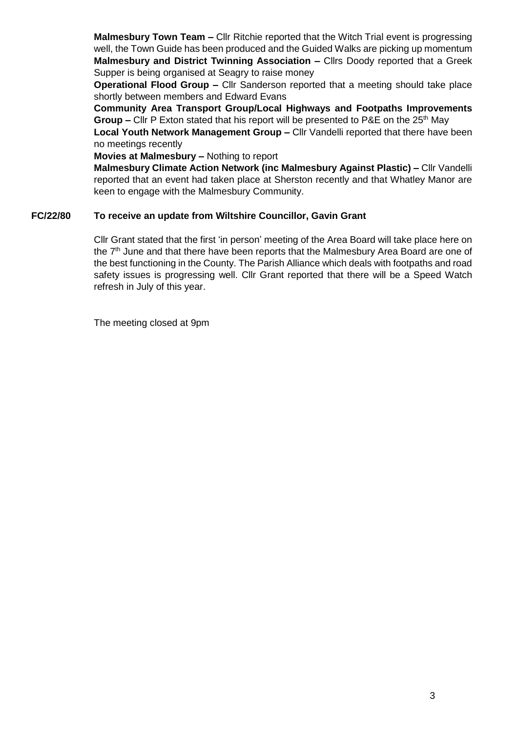**Malmesbury Town Team –** Cllr Ritchie reported that the Witch Trial event is progressing well, the Town Guide has been produced and the Guided Walks are picking up momentum

**Malmesbury and District Twinning Association –** Cllrs Doody reported that a Greek Supper is being organised at Seagry to raise money

**Operational Flood Group –** Cllr Sanderson reported that a meeting should take place shortly between members and Edward Evans

**Community Area Transport Group/Local Highways and Footpaths Improvements Group –** Cllr P Exton stated that his report will be presented to P&E on the 25th May

**Local Youth Network Management Group –** Cllr Vandelli reported that there have been no meetings recently

**Movies at Malmesbury –** Nothing to report

**Malmesbury Climate Action Network (inc Malmesbury Against Plastic) –** Cllr Vandelli reported that an event had taken place at Sherston recently and that Whatley Manor are keen to engage with the Malmesbury Community.

**FC/22/80 To receive an update from Wiltshire Councillor, Gavin Grant**

Cllr Grant stated that the first 'in person' meeting of the Area Board will take place here on the 7th June and that there have been reports that the Malmesbury Area Board are one of the best functioning in the County. The Parish Alliance which deals with footpaths and road safety issues is progressing well. Cllr Grant reported that there will be a Speed Watch refresh in July of this year.

The meeting closed at 9pm